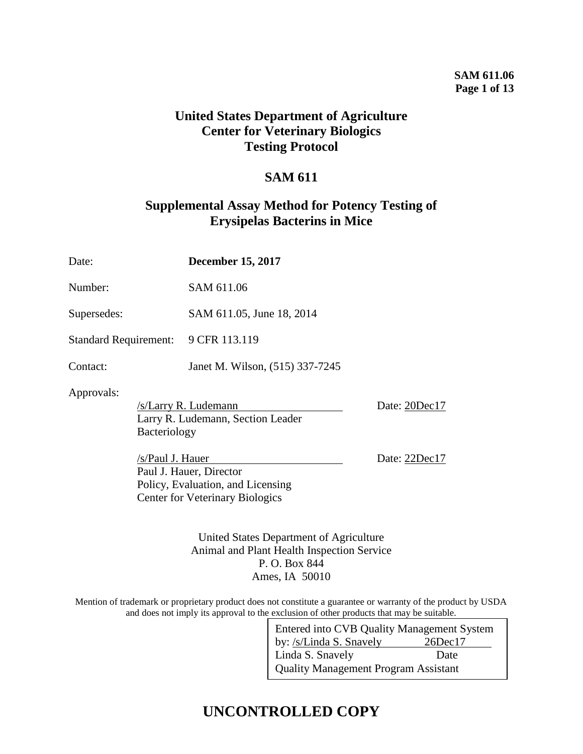# United States Department of Agriculture
# Center for Veterinary Biologics
# Testing Protocol

## SAM 611

## Supplemental Assay Method for Potency Testing of Erysipelas Bacterins in Mice

Date: **December 15, 2017**

Number: SAM 611.06

Supersedes: SAM 611.05, June 18, 2014

Standard Requirement: 9 CFR 113.119

Contact: Janet M. Wilson, (515) 337-7245

Approvals:

/s/Larry R. Ludemann  
Larry R. Ludemann, Section Leader  
Bacteriology  
Date: 20Dec17

/s/Paul J. Hauer  
Paul J. Hauer, Director  
Policy, Evaluation, and Licensing  
Center for Veterinary Biologics  
Date: 22Dec17

United States Department of Agriculture  
Animal and Plant Health Inspection Service  
P. O. Box 844  
Ames, IA 50010

Mention of trademark or proprietary product does not constitute a guarantee or warranty of the product by USDA and does not imply its approval to the exclusion of other products that may be suitable.

Entered into CVB Quality Management System by: /s/Linda S. Snavely 26Dec17  
Linda S. Snavely Date  
Quality Management Program Assistant

**UNCONTROLLED COPY**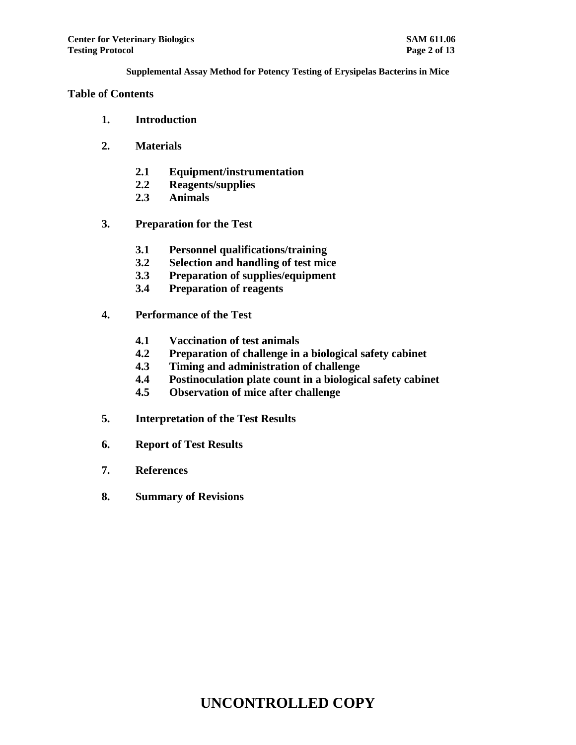**Supplemental Assay Method for Potency Testing of Erysipelas Bacterins in Mice**

## Table of Contents

**1. Introduction**

**2. Materials**

- **2.1 Equipment/instrumentation**
- **2.2 Reagents/supplies**
- **2.3 Animals**

**3. Preparation for the Test**

- **3.1 Personnel qualifications/training**
- **3.2 Selection and handling of test mice**
- **3.3 Preparation of supplies/equipment**
- **3.4 Preparation of reagents**

**4. Performance of the Test**

- **4.1 Vaccination of test animals**
- **4.2 Preparation of challenge in a biological safety cabinet**
- **4.3 Timing and administration of challenge**
- **4.4 Postinoculation plate count in a biological safety cabinet**
- **4.5 Observation of mice after challenge**

**5. Interpretation of the Test Results**

**6. Report of Test Results**

**7. References**

**8. Summary of Revisions**

**UNCONTROLLED COPY**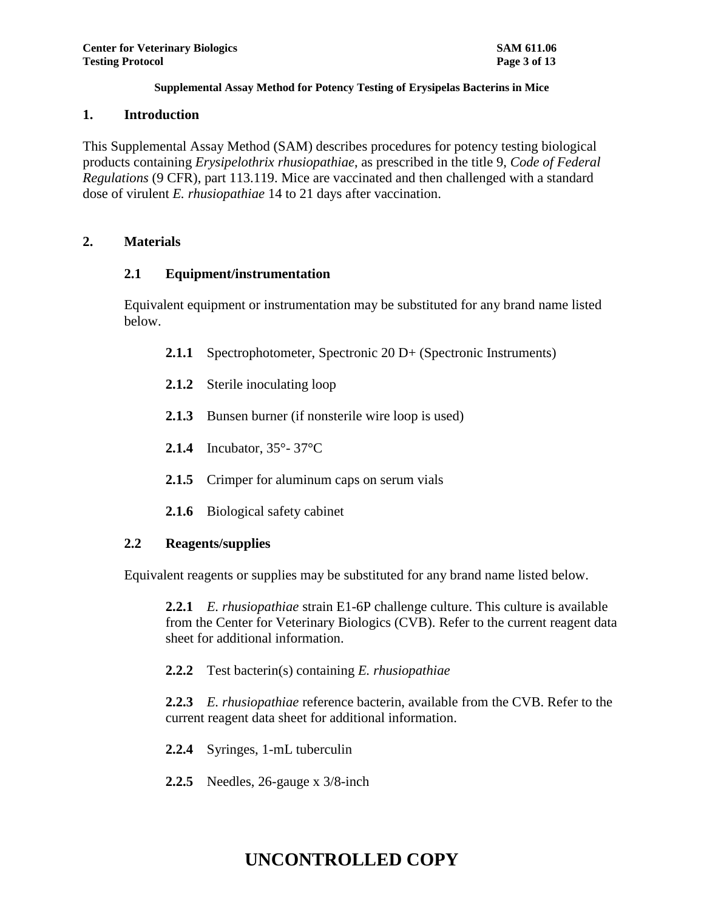**Supplemental Assay Method for Potency Testing of Erysipelas Bacterins in Mice**

## 1. Introduction

This Supplemental Assay Method (SAM) describes procedures for potency testing biological products containing *Erysipelothrix rhusiopathiae*, as prescribed in the title 9, *Code of Federal Regulations* (9 CFR), part 113.119. Mice are vaccinated and then challenged with a standard dose of virulent *E. rhusiopathiae* 14 to 21 days after vaccination.

## 2. Materials

### 2.1 Equipment/instrumentation

Equivalent equipment or instrumentation may be substituted for any brand name listed below.

**2.1.1** Spectrophotometer, Spectronic 20 D+ (Spectronic Instruments)

**2.1.2** Sterile inoculating loop

**2.1.3** Bunsen burner (if nonsterile wire loop is used)

**2.1.4** Incubator, 35°- 37°C

**2.1.5** Crimper for aluminum caps on serum vials

**2.1.6** Biological safety cabinet

### 2.2 Reagents/supplies

Equivalent reagents or supplies may be substituted for any brand name listed below.

**2.2.1** *E. rhusiopathiae* strain E1-6P challenge culture. This culture is available from the Center for Veterinary Biologics (CVB). Refer to the current reagent data sheet for additional information.

**2.2.2** Test bacterin(s) containing *E. rhusiopathiae*

**2.2.3** *E. rhusiopathiae* reference bacterin, available from the CVB. Refer to the current reagent data sheet for additional information.

**2.2.4** Syringes, 1-mL tuberculin

**2.2.5** Needles, 26-gauge x 3/8-inch

**UNCONTROLLED COPY**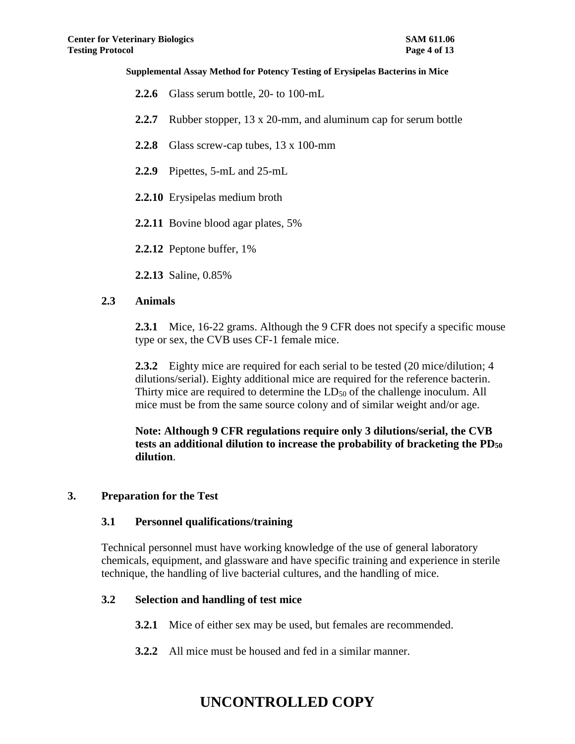**2.2.6** Glass serum bottle, 20- to 100-mL

**2.2.7** Rubber stopper, 13 x 20-mm, and aluminum cap for serum bottle

**2.2.8** Glass screw-cap tubes, 13 x 100-mm

**2.2.9** Pipettes, 5-mL and 25-mL

**2.2.10** Erysipelas medium broth

**2.2.11** Bovine blood agar plates, 5%

**2.2.12** Peptone buffer, 1%

**2.2.13** Saline, 0.85%

### 2.3 Animals

**2.3.1** Mice, 16-22 grams. Although the 9 CFR does not specify a specific mouse type or sex, the CVB uses CF-1 female mice.

**2.3.2** Eighty mice are required for each serial to be tested (20 mice/dilution; 4 dilutions/serial). Eighty additional mice are required for the reference bacterin. Thirty mice are required to determine the $LD_{50}$ of the challenge inoculum. All mice must be from the same source colony and of similar weight and/or age.

**Note: Although 9 CFR regulations require only 3 dilutions/serial, the CVB tests an additional dilution to increase the probability of bracketing the $PD_{50}$ dilution**.

## 3. Preparation for the Test

### 3.1 Personnel qualifications/training

Technical personnel must have working knowledge of the use of general laboratory chemicals, equipment, and glassware and have specific training and experience in sterile technique, the handling of live bacterial cultures, and the handling of mice.

### 3.2 Selection and handling of test mice

**3.2.1** Mice of either sex may be used, but females are recommended.

**3.2.2** All mice must be housed and fed in a similar manner.

**UNCONTROLLED COPY**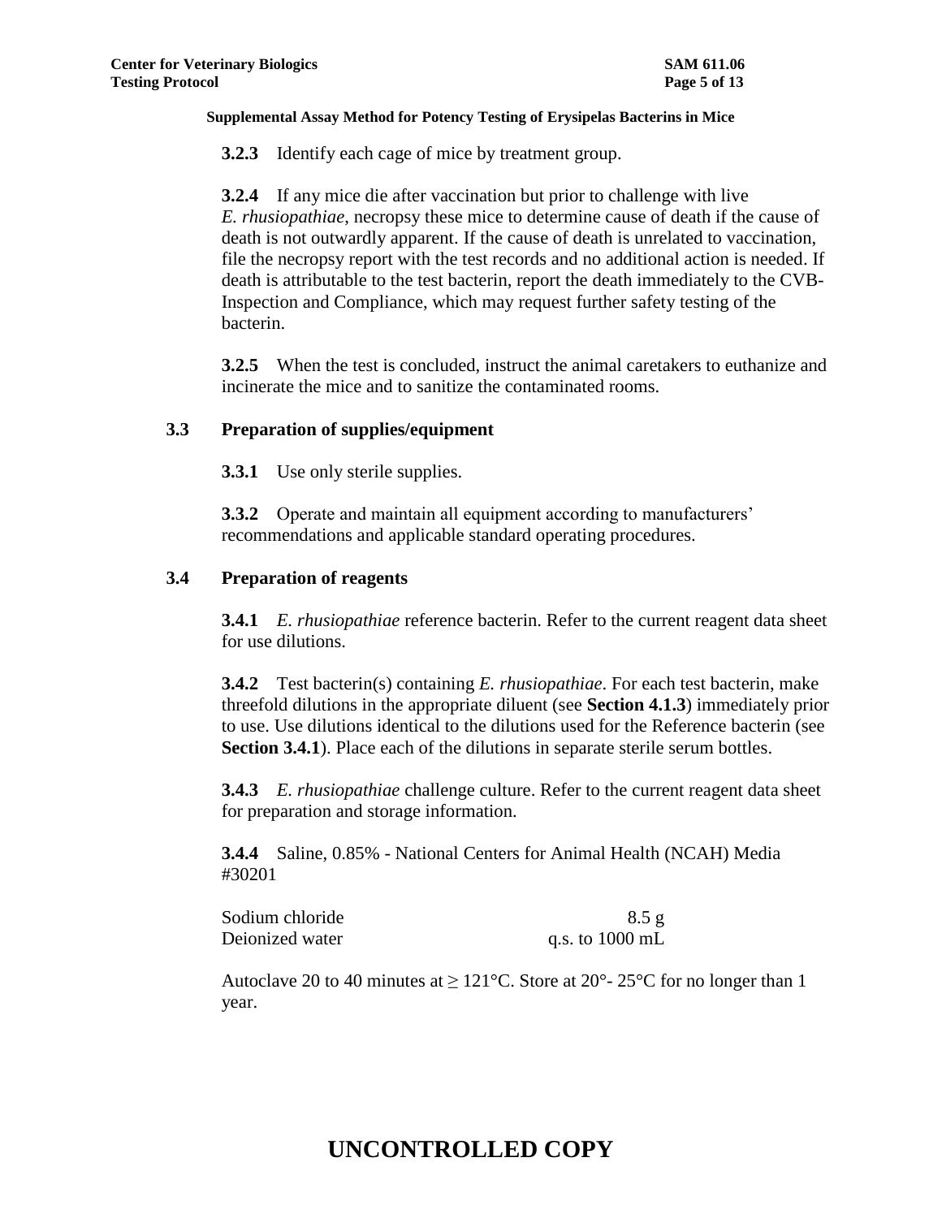**3.2.3** Identify each cage of mice by treatment group.

**3.2.4** If any mice die after vaccination but prior to challenge with live *E. rhusiopathiae*, necropsy these mice to determine cause of death if the cause of death is not outwardly apparent. If the cause of death is unrelated to vaccination, file the necropsy report with the test records and no additional action is needed. If death is attributable to the test bacterin, report the death immediately to the CVB-Inspection and Compliance, which may request further safety testing of the bacterin.

**3.2.5** When the test is concluded, instruct the animal caretakers to euthanize and incinerate the mice and to sanitize the contaminated rooms.

## 3.3 Preparation of supplies/equipment

**3.3.1** Use only sterile supplies.

**3.3.2** Operate and maintain all equipment according to manufacturers' recommendations and applicable standard operating procedures.

## 3.4 Preparation of reagents

**3.4.1** *E. rhusiopathiae* reference bacterin. Refer to the current reagent data sheet for use dilutions.

**3.4.2** Test bacterin(s) containing *E. rhusiopathiae*. For each test bacterin, make threefold dilutions in the appropriate diluent (see **Section 4.1.3**) immediately prior to use. Use dilutions identical to the dilutions used for the Reference bacterin (see **Section 3.4.1**). Place each of the dilutions in separate sterile serum bottles.

**3.4.3** *E. rhusiopathiae* challenge culture. Refer to the current reagent data sheet for preparation and storage information.

**3.4.4** Saline, 0.85% - National Centers for Animal Health (NCAH) Media #30201

| | |
|---|---|
| Sodium chloride | 8.5 g |
| Deionized water | q.s. to 1000 mL |

Autoclave 20 to 40 minutes at ≥ 121°C. Store at 20°- 25°C for no longer than 1 year.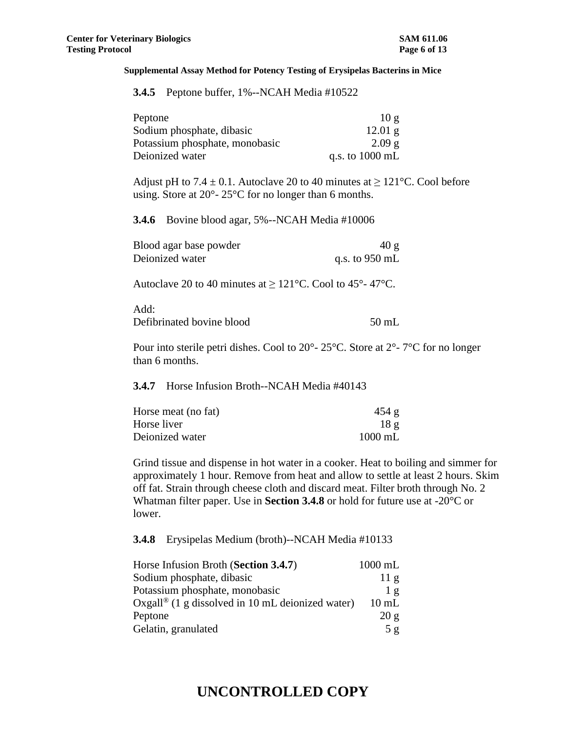**3.4.5** Peptone buffer, 1%--NCAH Media #10522

| | |
|---|---|
| Peptone | 10 g |
| Sodium phosphate, dibasic | 12.01 g |
| Potassium phosphate, monobasic | 2.09 g |
| Deionized water | q.s. to 1000 mL |

Adjust pH to 7.4 ± 0.1. Autoclave 20 to 40 minutes at ≥ 121°C. Cool before using. Store at 20°- 25°C for no longer than 6 months.

**3.4.6** Bovine blood agar, 5%--NCAH Media #10006

| | |
|---|---|
| Blood agar base powder | 40 g |
| Deionized water | q.s. to 950 mL |

Autoclave 20 to 40 minutes at ≥ 121°C. Cool to 45°- 47°C.

Add:

| | |
|---|---|
| Defibrinated bovine blood | 50 mL |

Pour into sterile petri dishes. Cool to 20°- 25°C. Store at 2°- 7°C for no longer than 6 months.

**3.4.7** Horse Infusion Broth--NCAH Media #40143

| | |
|---|---|
| Horse meat (no fat) | 454 g |
| Horse liver | 18 g |
| Deionized water | 1000 mL |

Grind tissue and dispense in hot water in a cooker. Heat to boiling and simmer for approximately 1 hour. Remove from heat and allow to settle at least 2 hours. Skim off fat. Strain through cheese cloth and discard meat. Filter broth through No. 2 Whatman filter paper. Use in **Section 3.4.8** or hold for future use at -20°C or lower.

**3.4.8** Erysipelas Medium (broth)--NCAH Media #10133

| | |
|---|---|
| Horse Infusion Broth (**Section 3.4.7**) | 1000 mL |
| Sodium phosphate, dibasic | 11 g |
| Potassium phosphate, monobasic | 1 g |
| Oxgall® (1 g dissolved in 10 mL deionized water) | 10 mL |
| Peptone | 20 g |
| Gelatin, granulated | 5 g |

**UNCONTROLLED COPY**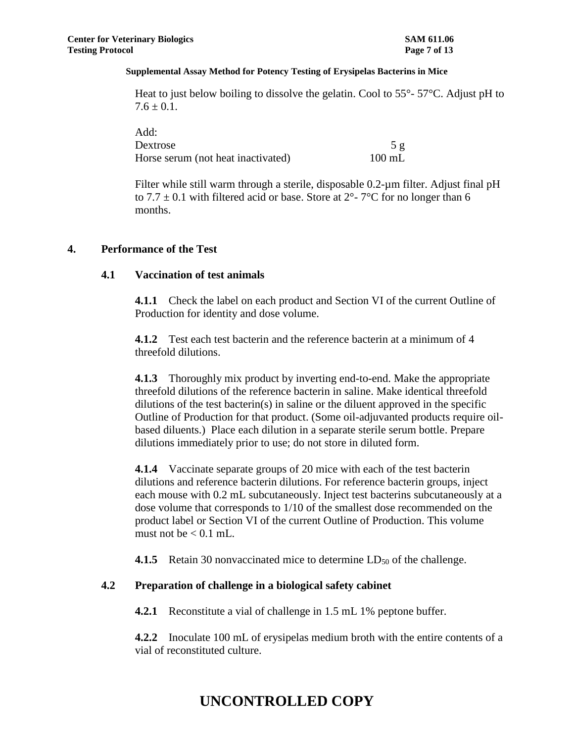Heat to just below boiling to dissolve the gelatin. Cool to 55°- 57°C. Adjust pH to 7.6 ± 0.1.

Add:

| | |
|---|---|
| Dextrose | 5 g |
| Horse serum (not heat inactivated) | 100 mL |

Filter while still warm through a sterile, disposable 0.2-µm filter. Adjust final pH to 7.7 ± 0.1 with filtered acid or base. Store at 2°- 7°C for no longer than 6 months.

## 4. Performance of the Test

### 4.1 Vaccination of test animals

**4.1.1** Check the label on each product and Section VI of the current Outline of Production for identity and dose volume.

**4.1.2** Test each test bacterin and the reference bacterin at a minimum of 4 threefold dilutions.

**4.1.3** Thoroughly mix product by inverting end-to-end. Make the appropriate threefold dilutions of the reference bacterin in saline. Make identical threefold dilutions of the test bacterin(s) in saline or the diluent approved in the specific Outline of Production for that product. (Some oil-adjuvanted products require oil-based diluents.) Place each dilution in a separate sterile serum bottle. Prepare dilutions immediately prior to use; do not store in diluted form.

**4.1.4** Vaccinate separate groups of 20 mice with each of the test bacterin dilutions and reference bacterin dilutions. For reference bacterin groups, inject each mouse with 0.2 mL subcutaneously. Inject test bacterins subcutaneously at a dose volume that corresponds to 1/10 of the smallest dose recommended on the product label or Section VI of the current Outline of Production. This volume must not be < 0.1 mL.

**4.1.5** Retain 30 nonvaccinated mice to determine $LD_{50}$ of the challenge.

### 4.2 Preparation of challenge in a biological safety cabinet

**4.2.1** Reconstitute a vial of challenge in 1.5 mL 1% peptone buffer.

**4.2.2** Inoculate 100 mL of erysipelas medium broth with the entire contents of a vial of reconstituted culture.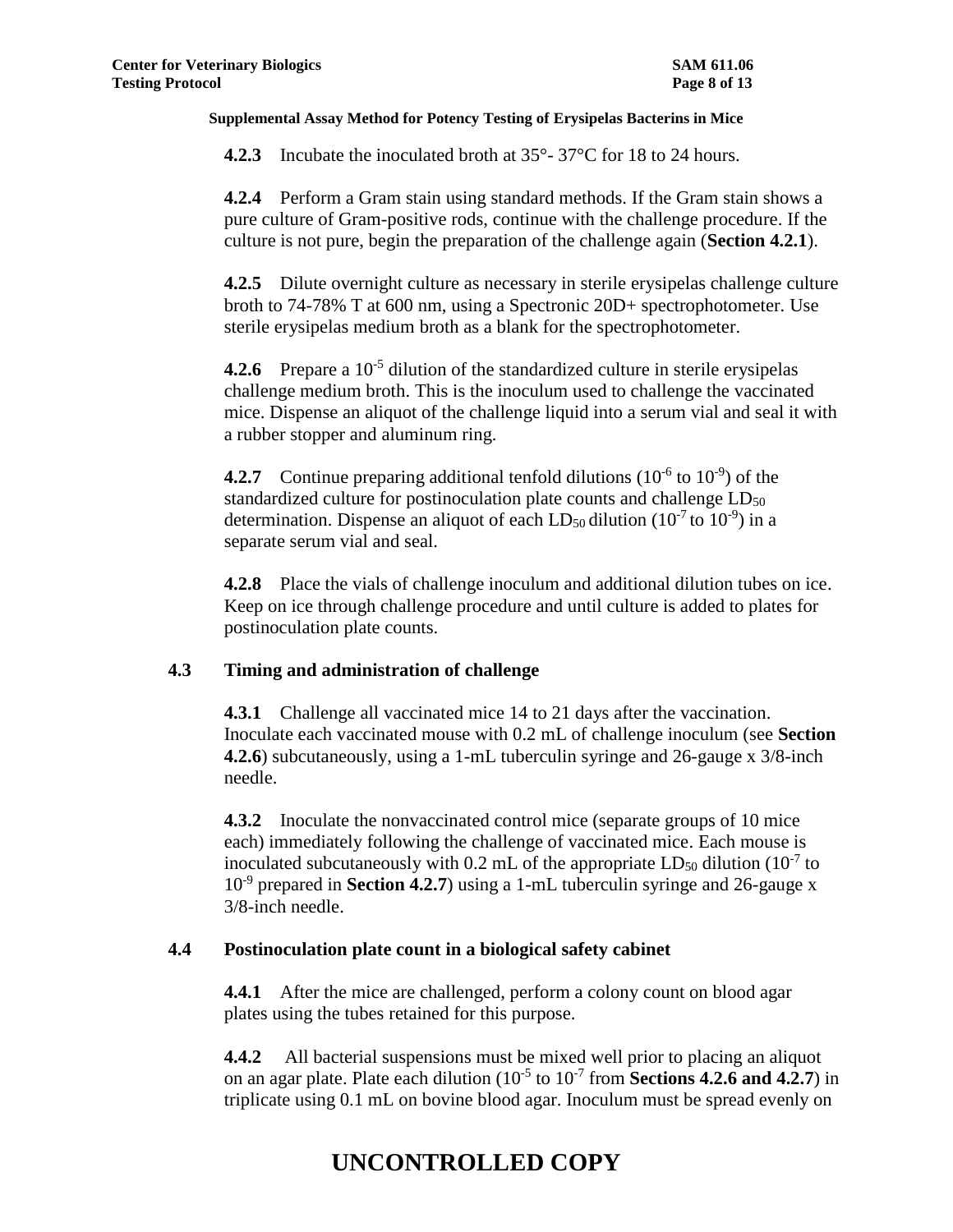**4.2.3** Incubate the inoculated broth at 35°- 37°C for 18 to 24 hours.

**4.2.4** Perform a Gram stain using standard methods. If the Gram stain shows a pure culture of Gram-positive rods, continue with the challenge procedure. If the culture is not pure, begin the preparation of the challenge again (**Section 4.2.1**).

**4.2.5** Dilute overnight culture as necessary in sterile erysipelas challenge culture broth to 74-78% T at 600 nm, using a Spectronic 20D+ spectrophotometer. Use sterile erysipelas medium broth as a blank for the spectrophotometer.

**4.2.6** Prepare a $10^{-5}$ dilution of the standardized culture in sterile erysipelas challenge medium broth. This is the inoculum used to challenge the vaccinated mice. Dispense an aliquot of the challenge liquid into a serum vial and seal it with a rubber stopper and aluminum ring.

**4.2.7** Continue preparing additional tenfold dilutions ($10^{-6}$ to $10^{-9}$) of the standardized culture for postinoculation plate counts and challenge $LD_{50}$ determination. Dispense an aliquot of each $LD_{50}$ dilution ($10^{-7}$ to $10^{-9}$) in a separate serum vial and seal.

**4.2.8** Place the vials of challenge inoculum and additional dilution tubes on ice. Keep on ice through challenge procedure and until culture is added to plates for postinoculation plate counts.

## 4.3 Timing and administration of challenge

**4.3.1** Challenge all vaccinated mice 14 to 21 days after the vaccination. Inoculate each vaccinated mouse with 0.2 mL of challenge inoculum (see **Section 4.2.6**) subcutaneously, using a 1-mL tuberculin syringe and 26-gauge x 3/8-inch needle.

**4.3.2** Inoculate the nonvaccinated control mice (separate groups of 10 mice each) immediately following the challenge of vaccinated mice. Each mouse is inoculated subcutaneously with 0.2 mL of the appropriate $LD_{50}$ dilution ($10^{-7}$ to $10^{-9}$ prepared in **Section 4.2.7**) using a 1-mL tuberculin syringe and 26-gauge x 3/8-inch needle.

## 4.4 Postinoculation plate count in a biological safety cabinet

**4.4.1** After the mice are challenged, perform a colony count on blood agar plates using the tubes retained for this purpose.

**4.4.2** All bacterial suspensions must be mixed well prior to placing an aliquot on an agar plate. Plate each dilution ($10^{-5}$ to $10^{-7}$ from **Sections 4.2.6 and 4.2.7**) in triplicate using 0.1 mL on bovine blood agar. Inoculum must be spread evenly on

UNCONTROLLED COPY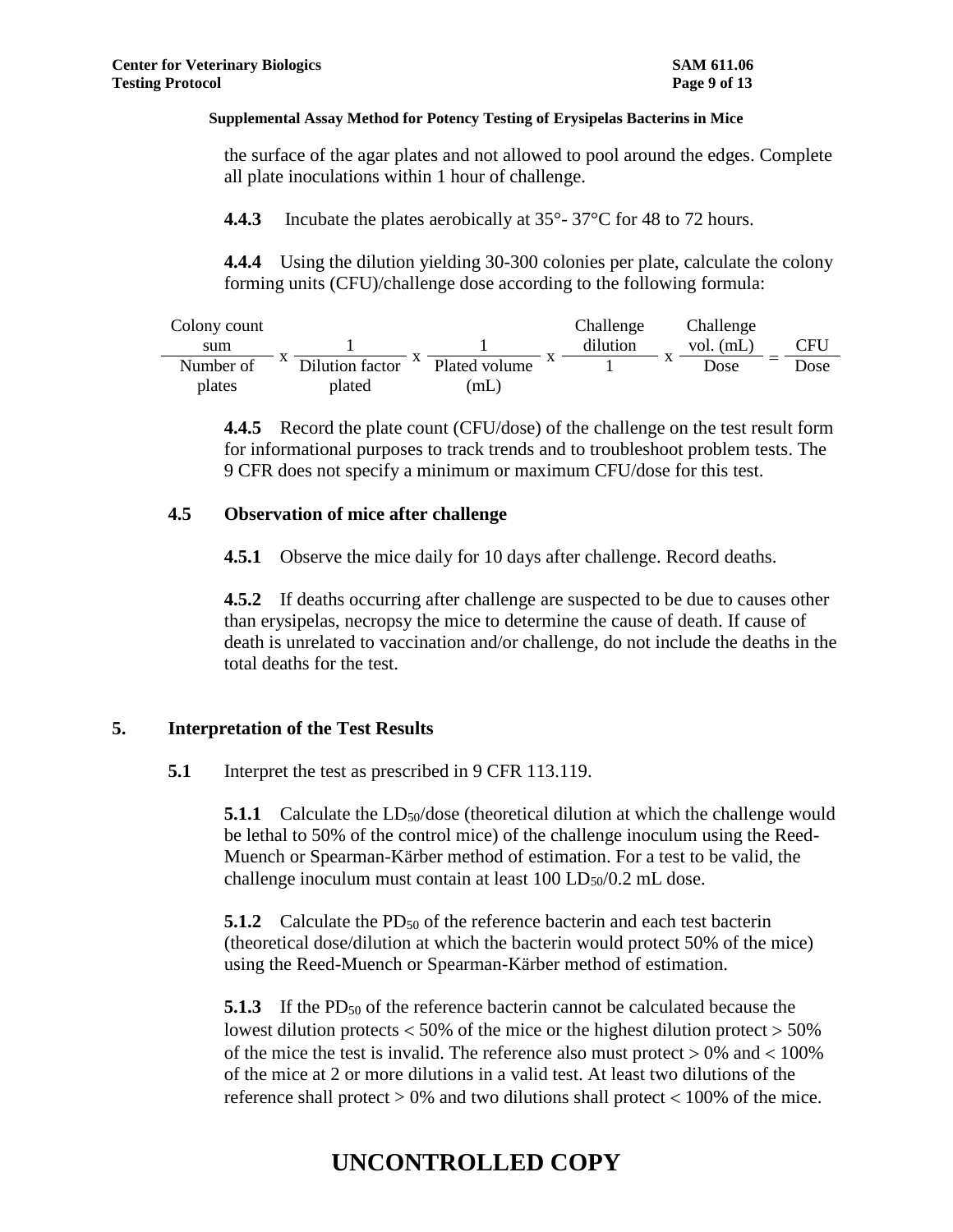the surface of the agar plates and not allowed to pool around the edges. Complete all plate inoculations within 1 hour of challenge.

**4.4.3** Incubate the plates aerobically at 35°- 37°C for 48 to 72 hours.

**4.4.4** Using the dilution yielding 30-300 colonies per plate, calculate the colony forming units (CFU)/challenge dose according to the following formula:

$$\frac{\text{Colony count sum}}{\text{Number of plates}} \times \frac{1}{\text{Dilution factor plated}} \times \frac{1}{\text{Plated volume (mL)}} \times \frac{\text{Challenge dilution}}{1} \times \frac{\text{Challenge vol. (mL)}}{\text{Dose}} = \frac{\text{CFU}}{\text{Dose}}$$

**4.4.5** Record the plate count (CFU/dose) of the challenge on the test result form for informational purposes to track trends and to troubleshoot problem tests. The 9 CFR does not specify a minimum or maximum CFU/dose for this test.

### 4.5 Observation of mice after challenge

**4.5.1** Observe the mice daily for 10 days after challenge. Record deaths.

**4.5.2** If deaths occurring after challenge are suspected to be due to causes other than erysipelas, necropsy the mice to determine the cause of death. If cause of death is unrelated to vaccination and/or challenge, do not include the deaths in the total deaths for the test.

## 5. Interpretation of the Test Results

**5.1** Interpret the test as prescribed in 9 CFR 113.119.

**5.1.1** Calculate the $LD_{50}$/dose (theoretical dilution at which the challenge would be lethal to 50% of the control mice) of the challenge inoculum using the Reed-Muench or Spearman-Kärber method of estimation. For a test to be valid, the challenge inoculum must contain at least 100 $LD_{50}$/0.2 mL dose.

**5.1.2** Calculate the $PD_{50}$ of the reference bacterin and each test bacterin (theoretical dose/dilution at which the bacterin would protect 50% of the mice) using the Reed-Muench or Spearman-Kärber method of estimation.

**5.1.3** If the $PD_{50}$ of the reference bacterin cannot be calculated because the lowest dilution protects < 50% of the mice or the highest dilution protect > 50% of the mice the test is invalid. The reference also must protect > 0% and < 100% of the mice at 2 or more dilutions in a valid test. At least two dilutions of the reference shall protect > 0% and two dilutions shall protect < 100% of the mice.

**UNCONTROLLED COPY**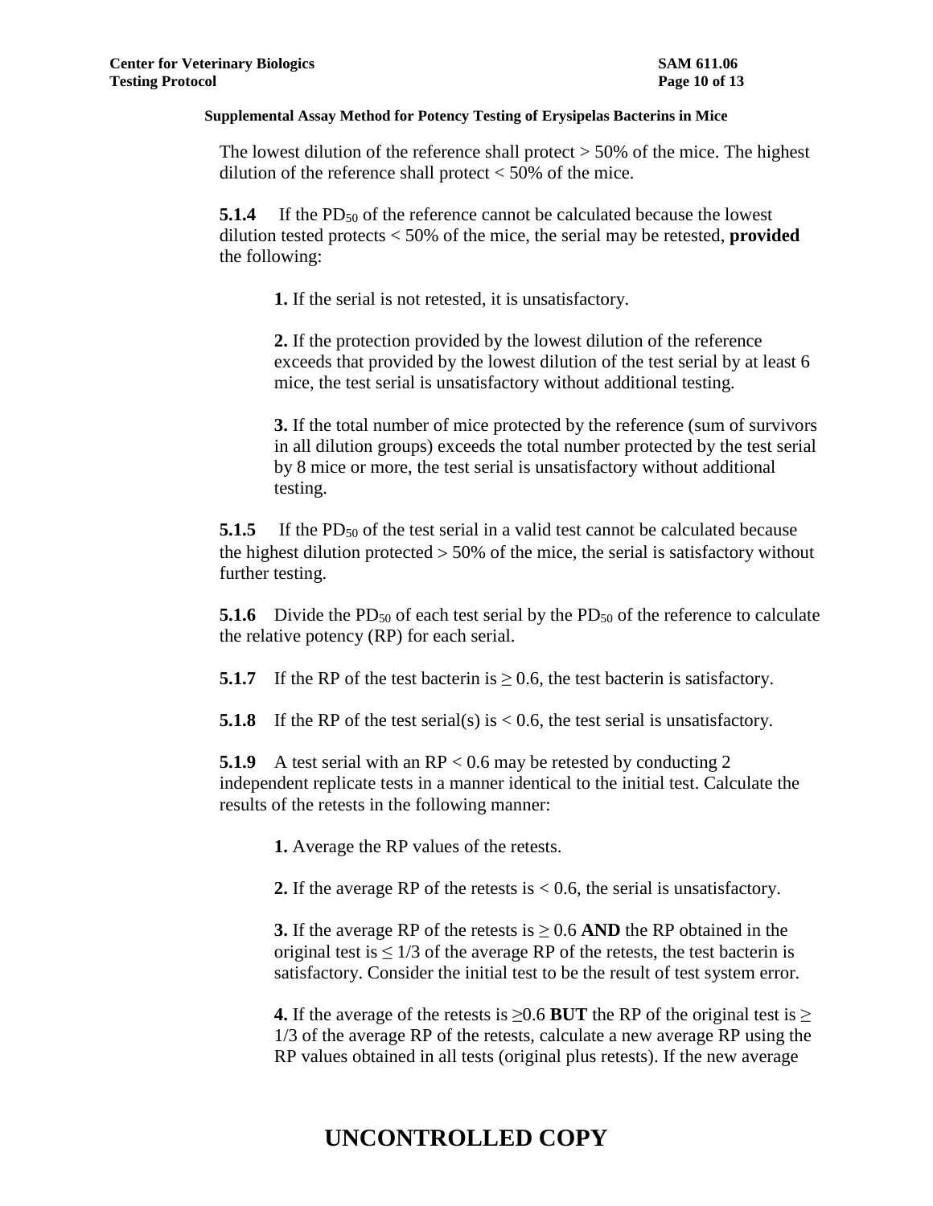The lowest dilution of the reference shall protect > 50% of the mice. The highest dilution of the reference shall protect < 50% of the mice.

**5.1.4** If the $PD_{50}$ of the reference cannot be calculated because the lowest dilution tested protects < 50% of the mice, the serial may be retested, **provided** the following:

**1.** If the serial is not retested, it is unsatisfactory.

**2.** If the protection provided by the lowest dilution of the reference exceeds that provided by the lowest dilution of the test serial by at least 6 mice, the test serial is unsatisfactory without additional testing.

**3.** If the total number of mice protected by the reference (sum of survivors in all dilution groups) exceeds the total number protected by the test serial by 8 mice or more, the test serial is unsatisfactory without additional testing.

**5.1.5** If the $PD_{50}$ of the test serial in a valid test cannot be calculated because the highest dilution protected > 50% of the mice, the serial is satisfactory without further testing.

**5.1.6** Divide the $PD_{50}$ of each test serial by the $PD_{50}$ of the reference to calculate the relative potency (RP) for each serial.

**5.1.7** If the RP of the test bacterin is ≥ 0.6, the test bacterin is satisfactory.

**5.1.8** If the RP of the test serial(s) is < 0.6, the test serial is unsatisfactory.

**5.1.9** A test serial with an RP < 0.6 may be retested by conducting 2 independent replicate tests in a manner identical to the initial test. Calculate the results of the retests in the following manner:

**1.** Average the RP values of the retests.

**2.** If the average RP of the retests is < 0.6, the serial is unsatisfactory.

**3.** If the average RP of the retests is ≥ 0.6 **AND** the RP obtained in the original test is ≤ 1/3 of the average RP of the retests, the test bacterin is satisfactory. Consider the initial test to be the result of test system error.

**4.** If the average of the retests is ≥0.6 **BUT** the RP of the original test is ≥ 1/3 of the average RP of the retests, calculate a new average RP using the RP values obtained in all tests (original plus retests). If the new average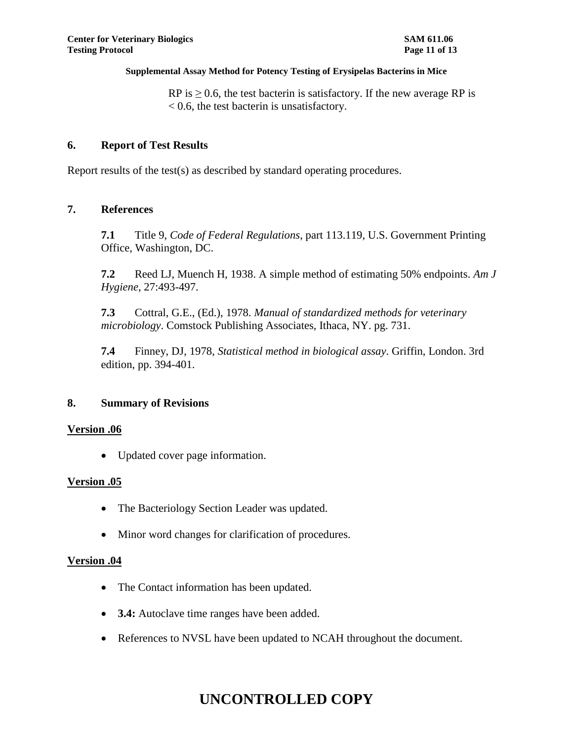RP is $\geq 0.6$, the test bacterin is satisfactory. If the new average RP is $< 0.6$, the test bacterin is unsatisfactory.

## 6. Report of Test Results

Report results of the test(s) as described by standard operating procedures.

## 7. References

**7.1** Title 9, *Code of Federal Regulations*, part 113.119, U.S. Government Printing Office, Washington, DC.

**7.2** Reed LJ, Muench H, 1938. A simple method of estimating 50% endpoints. *Am J Hygiene*, 27:493-497.

**7.3** Cottral, G.E., (Ed.), 1978. *Manual of standardized methods for veterinary microbiology*. Comstock Publishing Associates, Ithaca, NY. pg. 731.

**7.4** Finney, DJ, 1978, *Statistical method in biological assay*. Griffin, London. 3rd edition, pp. 394-401.

## 8. Summary of Revisions

**Version .06**

- Updated cover page information.

**Version .05**

- The Bacteriology Section Leader was updated.
- Minor word changes for clarification of procedures.

**Version .04**

- The Contact information has been updated.
- **3.4:** Autoclave time ranges have been added.
- References to NVSL have been updated to NCAH throughout the document.

**UNCONTROLLED COPY**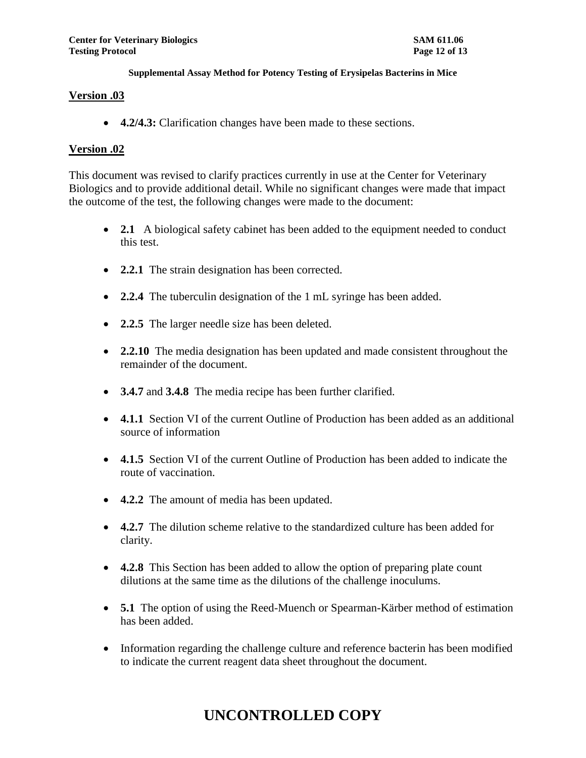## Version .03

- **4.2/4.3:** Clarification changes have been made to these sections.

## Version .02

This document was revised to clarify practices currently in use at the Center for Veterinary Biologics and to provide additional detail. While no significant changes were made that impact the outcome of the test, the following changes were made to the document:

- **2.1** A biological safety cabinet has been added to the equipment needed to conduct this test.
- **2.2.1** The strain designation has been corrected.
- **2.2.4** The tuberculin designation of the 1 mL syringe has been added.
- **2.2.5** The larger needle size has been deleted.
- **2.2.10** The media designation has been updated and made consistent throughout the remainder of the document.
- **3.4.7** and **3.4.8** The media recipe has been further clarified.
- **4.1.1** Section VI of the current Outline of Production has been added as an additional source of information
- **4.1.5** Section VI of the current Outline of Production has been added to indicate the route of vaccination.
- **4.2.2** The amount of media has been updated.
- **4.2.7** The dilution scheme relative to the standardized culture has been added for clarity.
- **4.2.8** This Section has been added to allow the option of preparing plate count dilutions at the same time as the dilutions of the challenge inoculums.
- **5.1** The option of using the Reed-Muench or Spearman-Kärber method of estimation has been added.
- Information regarding the challenge culture and reference bacterin has been modified to indicate the current reagent data sheet throughout the document.

**UNCONTROLLED COPY**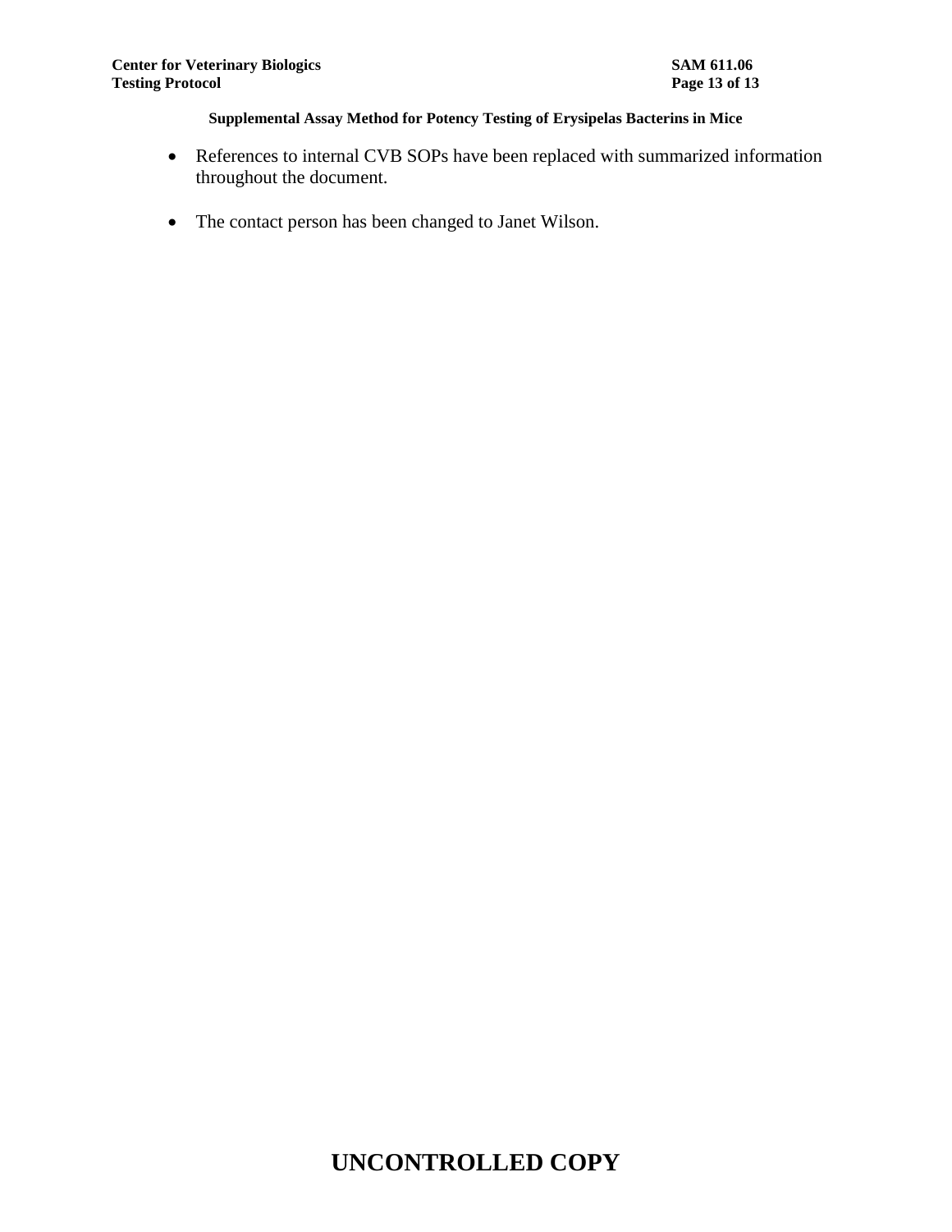- References to internal CVB SOPs have been replaced with summarized information throughout the document.

- The contact person has been changed to Janet Wilson.

**UNCONTROLLED COPY**